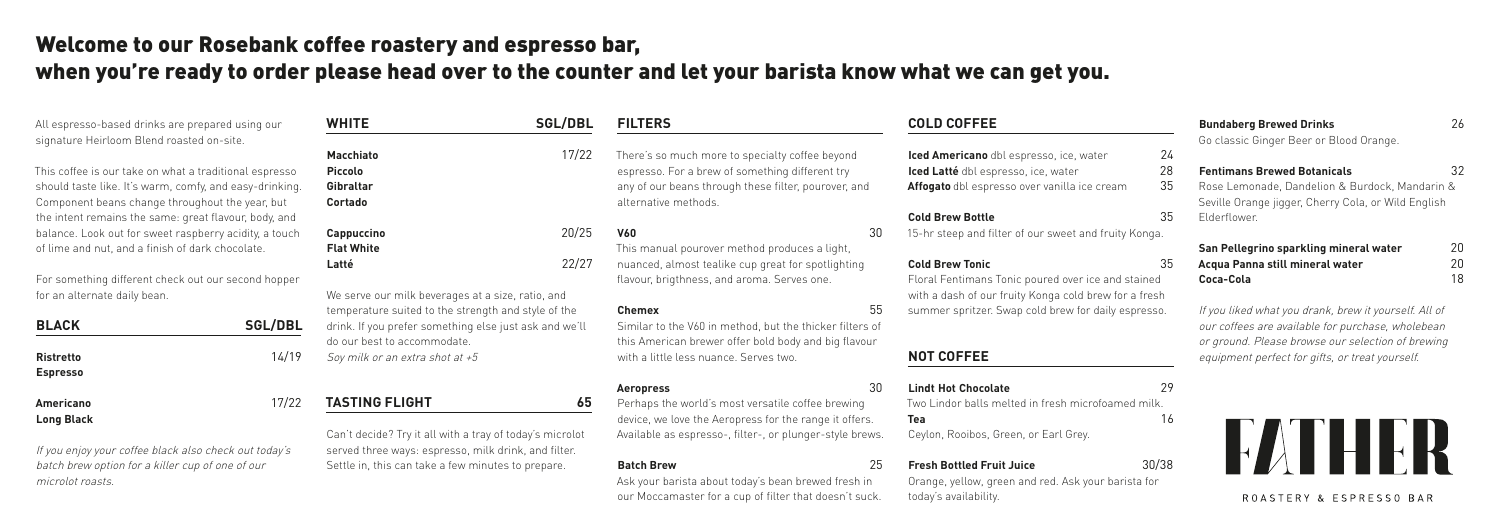# Welcome to our Rosebank coffee roastery and espresso bar, when you're ready to order please head over to the counter and let your barista know what we can get you.

All espresso-based drinks are prepared using our signature Heirloom Blend roasted on-site.

This coffee is our take on what a traditional espresso should taste like. It's warm, comfy, and easy-drinking. Component beans change throughout the year, but the intent remains the same: great flavour, body, and balance. Look out for sweet raspberry acidity, a touch of lime and nut, and a finish of dark chocolate.

For something different check out our second hopper for an alternate daily bean.

| BLACK | SGL/DBL |
|---|---|
| **Ristretto** / **Espresso** | 14/19 |
| **Americano** / **Long Black** | 17/22 |

*If you enjoy your coffee black also check out today's batch brew option for a killer cup of one of our microlot roasts.*

| WHITE | SGL/DBL |
|---|---|
| **Macchiato** / **Piccolo** / **Gibraltar** / **Cortado** | 17/22 |
| **Cappuccino** / **Flat White** | 20/25 |
| **Latté** | 22/27 |

We serve our milk beverages at a size, ratio, and temperature suited to the strength and style of the drink. If you prefer something else just ask and we'll do our best to accommodate.

*Soy milk or an extra shot at +5*

## TASTING FLIGHT — 65

Can't decide? Try it all with a tray of today's microlot served three ways: espresso, milk drink, and filter. Settle in, this can take a few minutes to prepare.

## FILTERS

There's so much more to specialty coffee beyond espresso. For a brew of something different try any of our beans through these filter, pourover, and alternative methods.

**V60** — 30

This manual pourover method produces a light, nuanced, almost tealike cup great for spotlighting flavour, brigthness, and aroma. Serves one.

**Chemex** — 55

Similar to the V60 in method, but the thicker filters of this American brewer offer bold body and big flavour with a little less nuance. Serves two.

**Aeropress** — 30

Perhaps the world's most versatile coffee brewing device, we love the Aeropress for the range it offers. Available as espresso-, filter-, or plunger-style brews.

**Batch Brew** — 25

Ask your barista about today's bean brewed fresh in our Moccamaster for a cup of filter that doesn't suck.

## COLD COFFEE

| Item | Price |
|---|---|
| **Iced Americano** dbl espresso, ice, water | 24 |
| **Iced Latté** dbl espresso, ice, water | 28 |
| **Affogato** dbl espresso over vanilla ice cream | 35 |

**Cold Brew Bottle** — 35

15-hr steep and filter of our sweet and fruity Konga.

**Cold Brew Tonic** — 35

Floral Fentimans Tonic poured over ice and stained with a dash of our fruity Konga cold brew for a fresh summer spritzer. Swap cold brew for daily espresso.

## NOT COFFEE

**Lindt Hot Chocolate** — 29

Two Lindor balls melted in fresh microfoamed milk.

**Tea** — 16

Ceylon, Rooibos, Green, or Earl Grey.

**Fresh Bottled Fruit Juice** — 30/38

Orange, yellow, green and red. Ask your barista for today's availability.

**Bundaberg Brewed Drinks** — 26

Go classic Ginger Beer or Blood Orange.

**Fentimans Brewed Botanicals** — 32

Rose Lemonade, Dandelion & Burdock, Mandarin & Seville Orange jigger, Cherry Cola, or Wild English Elderflower.

| Item | Price |
|---|---|
| **San Pellegrino sparkling mineral water** | 20 |
| **Acqua Panna still mineral water** | 20 |
| **Coca-Cola** | 18 |

*If you liked what you drank, brew it yourself. All of our coffees are available for purchase, wholebean or ground. Please browse our selection of brewing equipment perfect for gifts, or treat yourself.*

FATHER

ROASTERY & ESPRESSO BAR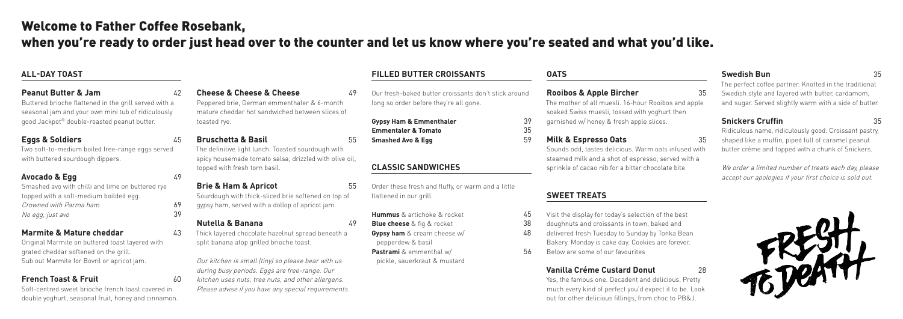# Welcome to Father Coffee Rosebank, when you're ready to order just head over to the counter and let us know where you're seated and what you'd like.

## ALL-DAY TOAST

### Peanut Butter & Jam 42

Buttered brioche flattened in the grill served with a seasonal jam and your own mini tub of ridiculously good Jackpot® double-roasted peanut butter.

### Eggs & Soldiers 45

Two soft-to-medium boiled free-range eggs served with buttered sourdough dippers.

### Avocado & Egg 49

Smashed avo with chilli and lime on buttered rye topped with a soft-medium boiled egg.

*Crowned with Parma ham* 69

*No egg, just avo* 39

### Marmite & Mature cheddar 43

Original Marmite on buttered toast layered with grated cheddar softened on the grill.
Sub out Marmite for Bovril or apricot jam.

### French Toast & Fruit 60

Soft-centred sweet brioche french toast covered in double yoghurt, seasonal fruit, honey and cinnamon.

### Cheese & Cheese & Cheese 49

Peppered brie, German emmenthaler & 6-month mature cheddar hot sandwiched between slices of toasted rye.

### Bruschetta & Basil 55

The definitive light lunch. Toasted sourdough with spicy housemade tomato salsa, drizzled with olive oil, topped with fresh torn basil.

### Brie & Ham & Apricot 55

Sourdough with thick-sliced brie softened on top of gypsy ham, served with a dollop of apricot jam.

### Nutella & Banana 49

Thick layered chocolate hazelnut spread beneath a split banana atop grilled brioche toast.

*Our kitchen is small (tiny) so please bear with us during busy periods. Eggs are free-range. Our kitchen uses nuts, tree nuts, and other allergens. Please advise if you have any special requirements.*

## FILLED BUTTER CROISSANTS

Our fresh-baked butter croissants don't stick around long so order before they're all gone.

**Gypsy Ham & Emmenthaler** 39
**Emmentaler & Tomato** 35
**Smashed Avo & Egg** 59

## CLASSIC SANDWICHES

Order these fresh and fluffy, or warm and a little flattened in our grill.

**Hummus** & artichoke & rocket 45
**Blue cheese** & fig & rocket 38
**Gypsy ham** & cream cheese w/ pepperdew & basil 48
**Pastrami** & emmenthal w/ pickle, sauerkraut & mustard 56

## OATS

### Rooibos & Apple Bircher 35

The mother of all muesli. 16-hour Rooibos and apple soaked Swiss muesli, tossed with yoghurt then garnished w/ honey & fresh apple slices.

### Milk & Espresso Oats 35

Sounds odd, tastes delicious. Warm oats infused with steamed milk and a shot of espresso, served with a sprinkle of cacao nib for a bitter chocolate bite.

## SWEET TREATS

Visit the display for today's selection of the best doughnuts and croissants in town, baked and delivered fresh Tuesday to Sunday by Tonka Bean Bakery. Monday is cake day. Cookies are forever. Below are some of our favourites

### Vanilla Créme Custard Donut 28

Yes, the famous one. Decadent and delicious. Pretty much every kind of perfect you'd expect it to be. Look out for other delicious fillings, from choc to PB&J.

### Swedish Bun 35

The perfect coffee partner. Knotted in the traditional Swedish style and layered with butter, cardamom, and sugar. Served slightly warm with a side of butter.

### Snickers Cruffin 35

Ridiculous name, ridiculously good. Croissant pastry, shaped like a muffin, piped full of caramel peanut butter créme and topped with a chunk of Snickers.

*We order a limited number of treats each day, please accept our apologies if your first choice is sold out.*

FRESH TO DEATH